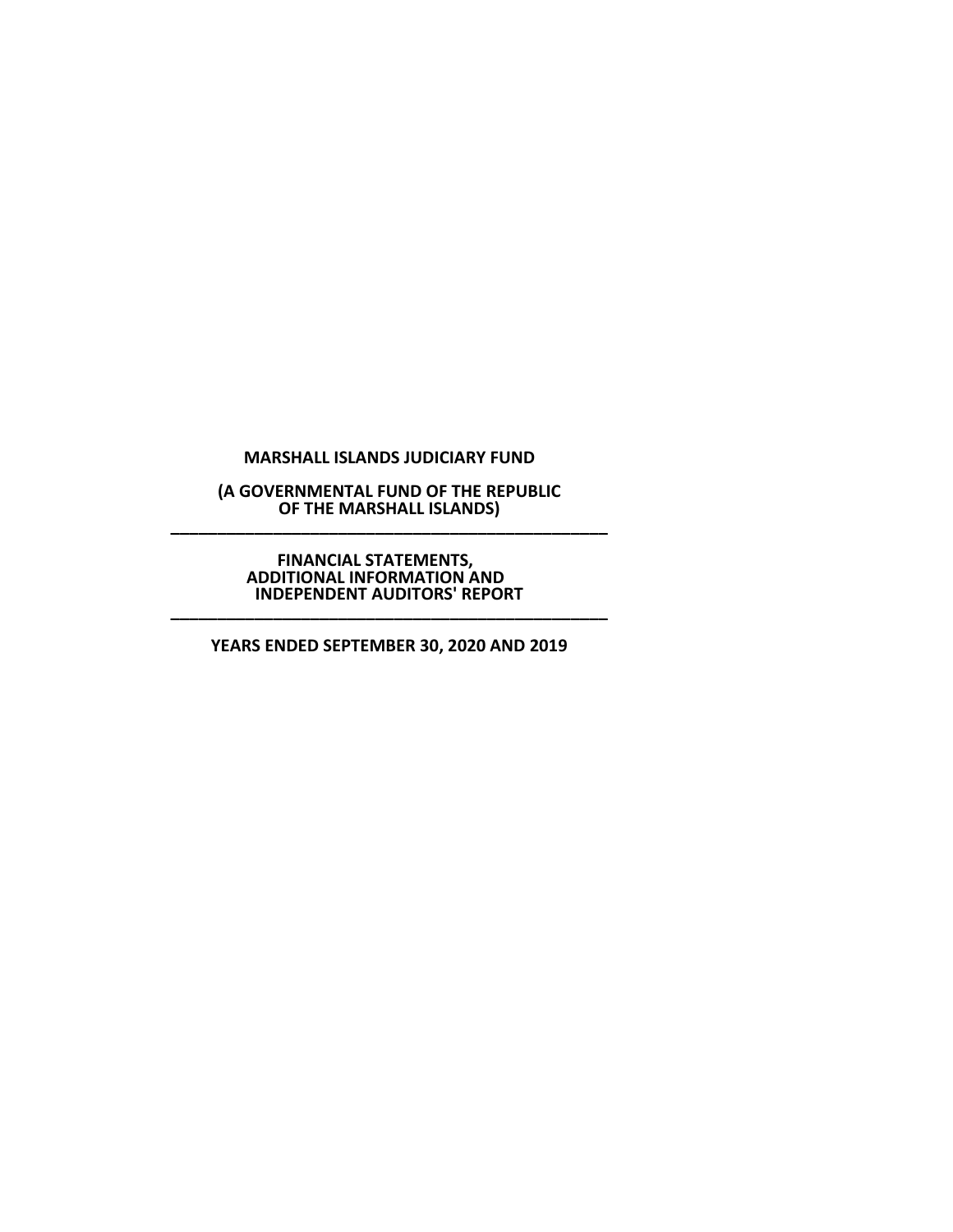# MARSHALL ISLANDS JUDICIARY FUND

**(A GOVERNMENTAL FUND OF THE REPUBLIC OF THE MARSHALL ISLANDS)**

---

**FINANCIAL STATEMENTS, ADDITIONAL INFORMATION AND INDEPENDENT AUDITORS' REPORT**

---

**YEARS ENDED SEPTEMBER 30, 2020 AND 2019**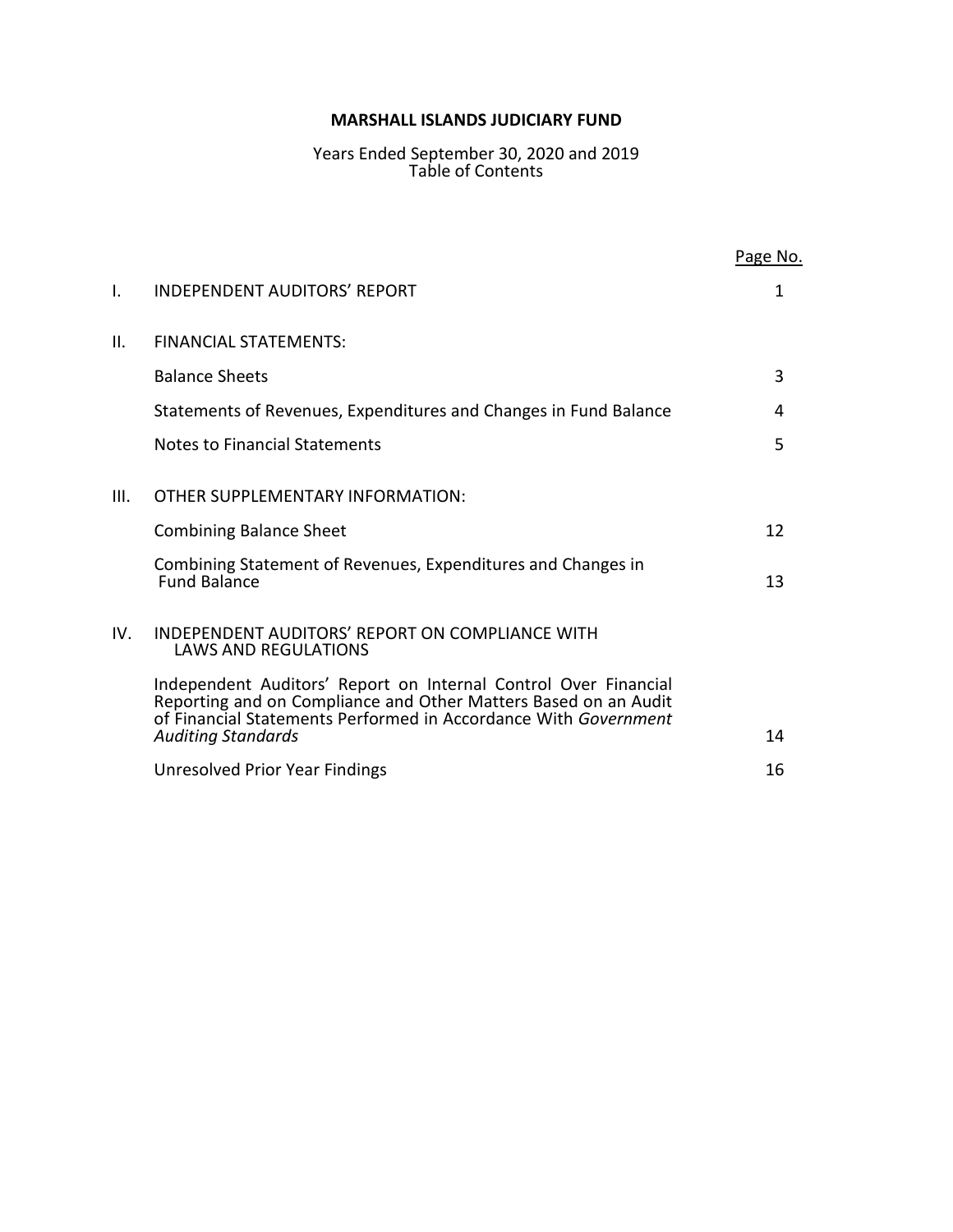**MARSHALL ISLANDS JUDICIARY FUND**

Years Ended September 30, 2020 and 2019
Table of Contents

| | | Page No. |
|---|---|---|
| I. | INDEPENDENT AUDITORS' REPORT | 1 |
| II. | FINANCIAL STATEMENTS: | |
| | Balance Sheets | 3 |
| | Statements of Revenues, Expenditures and Changes in Fund Balance | 4 |
| | Notes to Financial Statements | 5 |
| III. | OTHER SUPPLEMENTARY INFORMATION: | |
| | Combining Balance Sheet | 12 |
| | Combining Statement of Revenues, Expenditures and Changes in Fund Balance | 13 |
| IV. | INDEPENDENT AUDITORS' REPORT ON COMPLIANCE WITH LAWS AND REGULATIONS | |
| | Independent Auditors' Report on Internal Control Over Financial Reporting and on Compliance and Other Matters Based on an Audit of Financial Statements Performed in Accordance With *Government Auditing Standards* | 14 |
| | Unresolved Prior Year Findings | 16 |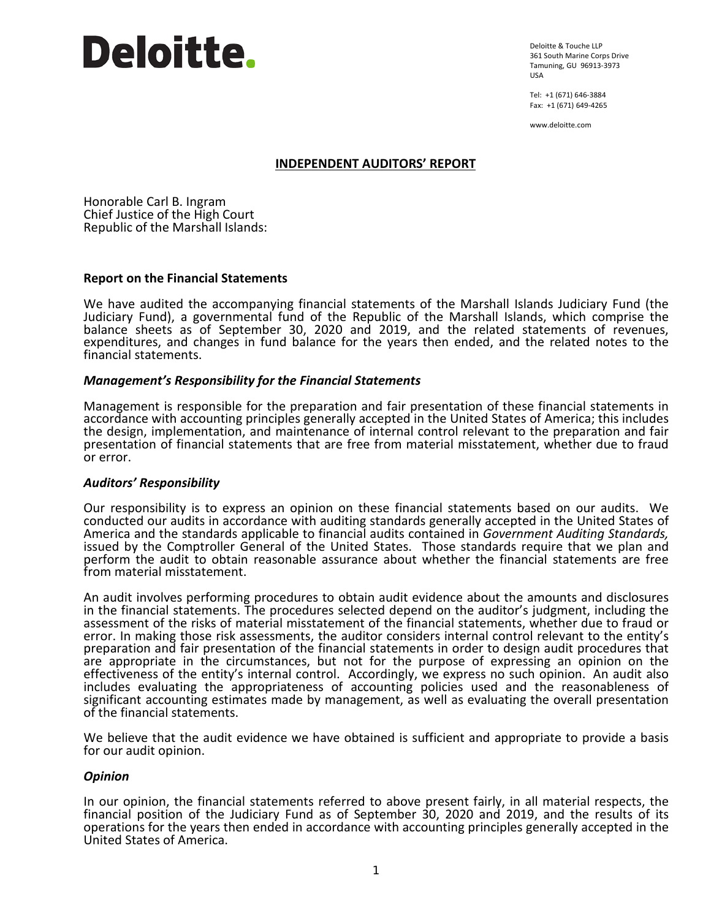Deloitte.

Deloitte & Touche LLP
361 South Marine Corps Drive
Tamuning, GU 96913-3973
USA

Tel: +1 (671) 646-3884
Fax: +1 (671) 649-4265

www.deloitte.com

## INDEPENDENT AUDITORS' REPORT

Honorable Carl B. Ingram
Chief Justice of the High Court
Republic of the Marshall Islands:

### Report on the Financial Statements

We have audited the accompanying financial statements of the Marshall Islands Judiciary Fund (the Judiciary Fund), a governmental fund of the Republic of the Marshall Islands, which comprise the balance sheets as of September 30, 2020 and 2019, and the related statements of revenues, expenditures, and changes in fund balance for the years then ended, and the related notes to the financial statements.

### *Management's Responsibility for the Financial Statements*

Management is responsible for the preparation and fair presentation of these financial statements in accordance with accounting principles generally accepted in the United States of America; this includes the design, implementation, and maintenance of internal control relevant to the preparation and fair presentation of financial statements that are free from material misstatement, whether due to fraud or error.

### *Auditors' Responsibility*

Our responsibility is to express an opinion on these financial statements based on our audits. We conducted our audits in accordance with auditing standards generally accepted in the United States of America and the standards applicable to financial audits contained in *Government Auditing Standards,* issued by the Comptroller General of the United States. Those standards require that we plan and perform the audit to obtain reasonable assurance about whether the financial statements are free from material misstatement.

An audit involves performing procedures to obtain audit evidence about the amounts and disclosures in the financial statements. The procedures selected depend on the auditor's judgment, including the assessment of the risks of material misstatement of the financial statements, whether due to fraud or error. In making those risk assessments, the auditor considers internal control relevant to the entity's preparation and fair presentation of the financial statements in order to design audit procedures that are appropriate in the circumstances, but not for the purpose of expressing an opinion on the effectiveness of the entity's internal control. Accordingly, we express no such opinion. An audit also includes evaluating the appropriateness of accounting policies used and the reasonableness of significant accounting estimates made by management, as well as evaluating the overall presentation of the financial statements.

We believe that the audit evidence we have obtained is sufficient and appropriate to provide a basis for our audit opinion.

### *Opinion*

In our opinion, the financial statements referred to above present fairly, in all material respects, the financial position of the Judiciary Fund as of September 30, 2020 and 2019, and the results of its operations for the years then ended in accordance with accounting principles generally accepted in the United States of America.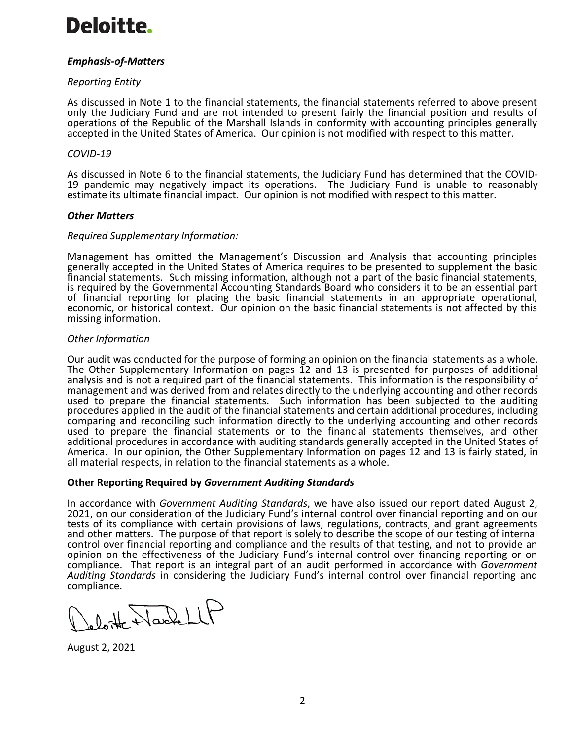**Deloitte.**

***Emphasis-of-Matters***

*Reporting Entity*

As discussed in Note 1 to the financial statements, the financial statements referred to above present only the Judiciary Fund and are not intended to present fairly the financial position and results of operations of the Republic of the Marshall Islands in conformity with accounting principles generally accepted in the United States of America. Our opinion is not modified with respect to this matter.

*COVID-19*

As discussed in Note 6 to the financial statements, the Judiciary Fund has determined that the COVID-19 pandemic may negatively impact its operations. The Judiciary Fund is unable to reasonably estimate its ultimate financial impact. Our opinion is not modified with respect to this matter.

***Other Matters***

*Required Supplementary Information:*

Management has omitted the Management's Discussion and Analysis that accounting principles generally accepted in the United States of America requires to be presented to supplement the basic financial statements. Such missing information, although not a part of the basic financial statements, is required by the Governmental Accounting Standards Board who considers it to be an essential part of financial reporting for placing the basic financial statements in an appropriate operational, economic, or historical context. Our opinion on the basic financial statements is not affected by this missing information.

*Other Information*

Our audit was conducted for the purpose of forming an opinion on the financial statements as a whole. The Other Supplementary Information on pages 12 and 13 is presented for purposes of additional analysis and is not a required part of the financial statements. This information is the responsibility of management and was derived from and relates directly to the underlying accounting and other records used to prepare the financial statements. Such information has been subjected to the auditing procedures applied in the audit of the financial statements and certain additional procedures, including comparing and reconciling such information directly to the underlying accounting and other records used to prepare the financial statements or to the financial statements themselves, and other additional procedures in accordance with auditing standards generally accepted in the United States of America. In our opinion, the Other Supplementary Information on pages 12 and 13 is fairly stated, in all material respects, in relation to the financial statements as a whole.

**Other Reporting Required by *Government Auditing Standards***

In accordance with *Government Auditing Standards*, we have also issued our report dated August 2, 2021, on our consideration of the Judiciary Fund's internal control over financial reporting and on our tests of its compliance with certain provisions of laws, regulations, contracts, and grant agreements and other matters. The purpose of that report is solely to describe the scope of our testing of internal control over financial reporting and compliance and the results of that testing, and not to provide an opinion on the effectiveness of the Judiciary Fund's internal control over financing reporting or on compliance. That report is an integral part of an audit performed in accordance with *Government Auditing Standards* in considering the Judiciary Fund's internal control over financial reporting and compliance.

Deloitte & Touche LLP

August 2, 2021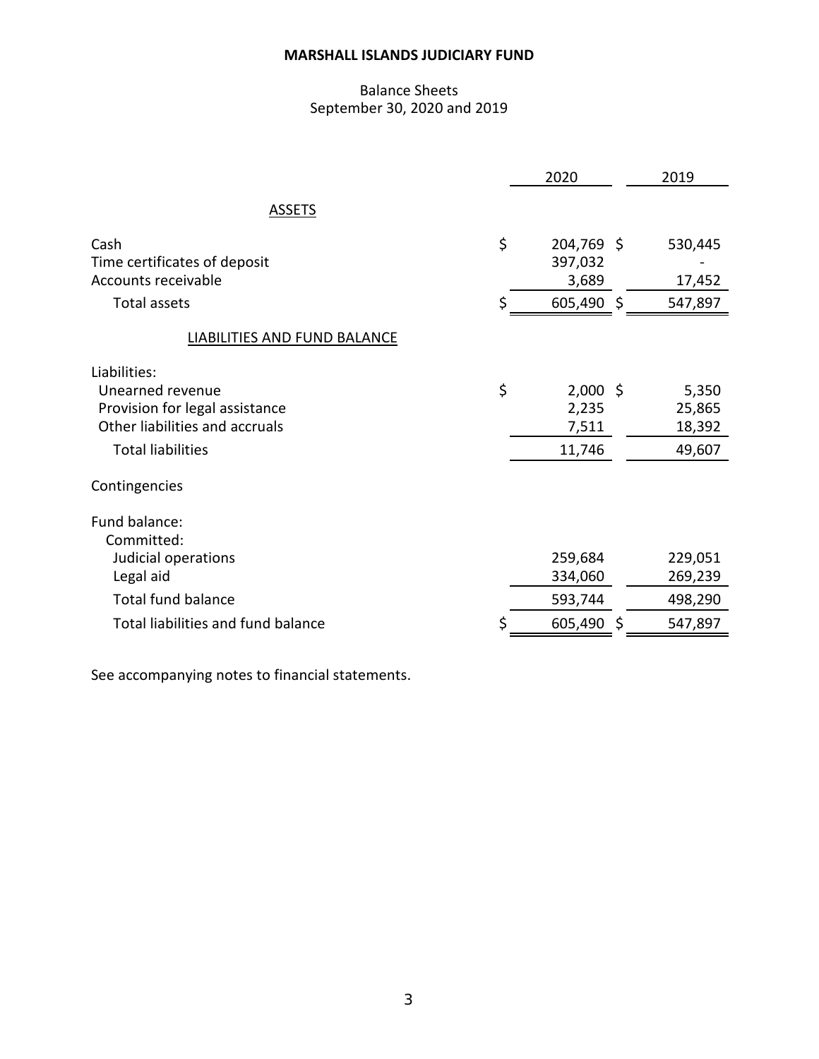# MARSHALL ISLANDS JUDICIARY FUND

Balance Sheets
September 30, 2020 and 2019

| | 2020 | 2019 |
|---|---|---|
| **ASSETS** | | |
| Cash | $ 204,769 | $ 530,445 |
| Time certificates of deposit | 397,032 | - |
| Accounts receivable | 3,689 | 17,452 |
| Total assets | $ 605,490 | $ 547,897 |
| **LIABILITIES AND FUND BALANCE** | | |
| Liabilities: | | |
| Unearned revenue | $ 2,000 | $ 5,350 |
| Provision for legal assistance | 2,235 | 25,865 |
| Other liabilities and accruals | 7,511 | 18,392 |
| Total liabilities | 11,746 | 49,607 |
| Contingencies | | |
| Fund balance: | | |
| Committed: | | |
| Judicial operations | 259,684 | 229,051 |
| Legal aid | 334,060 | 269,239 |
| Total fund balance | 593,744 | 498,290 |
| Total liabilities and fund balance | $ 605,490 | $ 547,897 |

See accompanying notes to financial statements.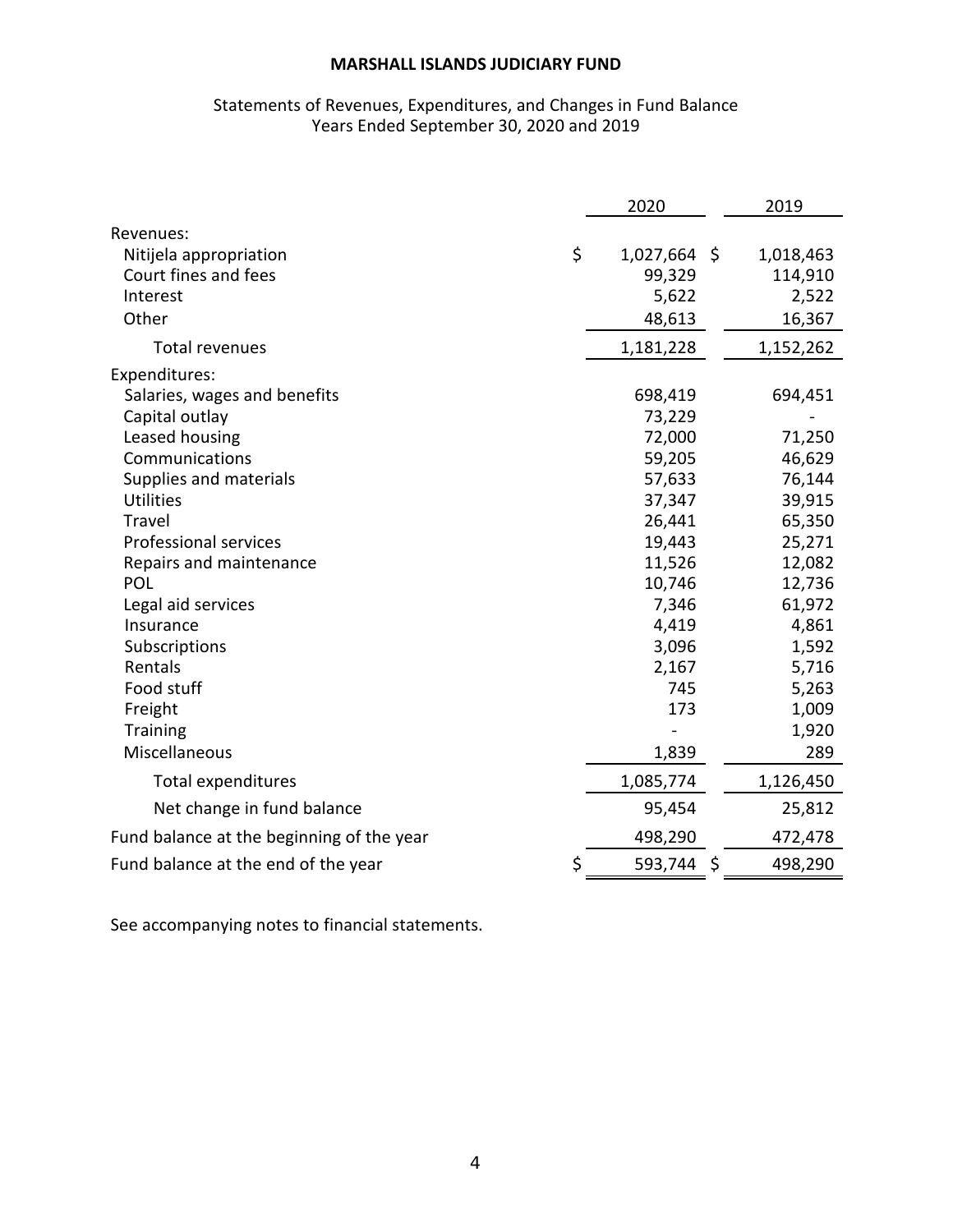**MARSHALL ISLANDS JUDICIARY FUND**

Statements of Revenues, Expenditures, and Changes in Fund Balance
Years Ended September 30, 2020 and 2019

| | 2020 | 2019 |
|---|---|---|
| Revenues: | | |
| Nitijela appropriation | $ 1,027,664 | $ 1,018,463 |
| Court fines and fees | 99,329 | 114,910 |
| Interest | 5,622 | 2,522 |
| Other | 48,613 | 16,367 |
| Total revenues | 1,181,228 | 1,152,262 |
| Expenditures: | | |
| Salaries, wages and benefits | 698,419 | 694,451 |
| Capital outlay | 73,229 | - |
| Leased housing | 72,000 | 71,250 |
| Communications | 59,205 | 46,629 |
| Supplies and materials | 57,633 | 76,144 |
| Utilities | 37,347 | 39,915 |
| Travel | 26,441 | 65,350 |
| Professional services | 19,443 | 25,271 |
| Repairs and maintenance | 11,526 | 12,082 |
| POL | 10,746 | 12,736 |
| Legal aid services | 7,346 | 61,972 |
| Insurance | 4,419 | 4,861 |
| Subscriptions | 3,096 | 1,592 |
| Rentals | 2,167 | 5,716 |
| Food stuff | 745 | 5,263 |
| Freight | 173 | 1,009 |
| Training | - | 1,920 |
| Miscellaneous | 1,839 | 289 |
| Total expenditures | 1,085,774 | 1,126,450 |
| Net change in fund balance | 95,454 | 25,812 |
| Fund balance at the beginning of the year | 498,290 | 472,478 |
| Fund balance at the end of the year | $ 593,744 | $ 498,290 |

See accompanying notes to financial statements.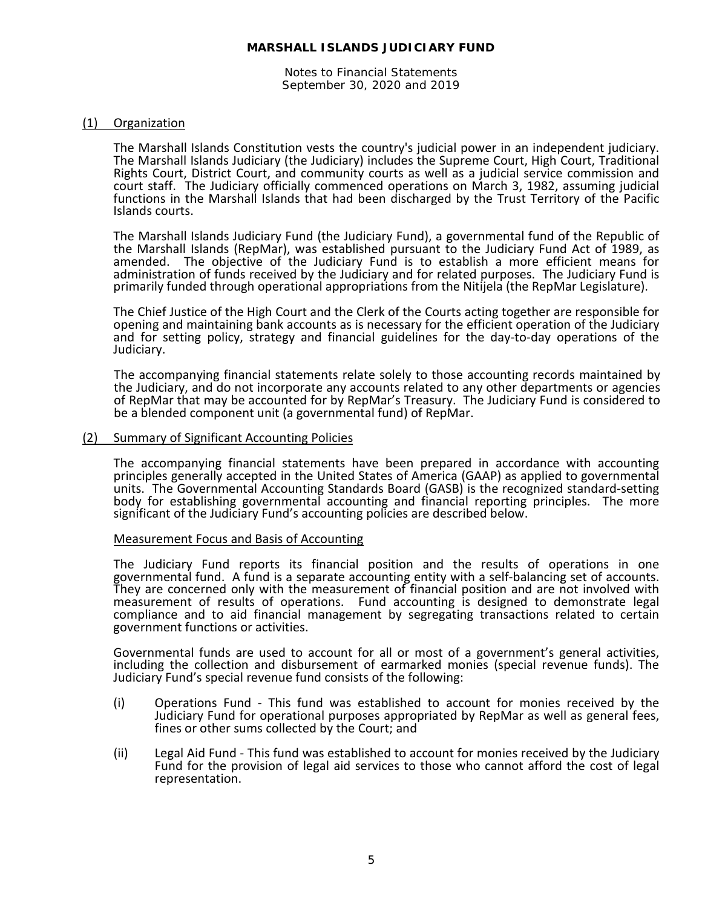**MARSHALL ISLANDS JUDICIARY FUND**

Notes to Financial Statements
September 30, 2020 and 2019

## (1) Organization

The Marshall Islands Constitution vests the country's judicial power in an independent judiciary. The Marshall Islands Judiciary (the Judiciary) includes the Supreme Court, High Court, Traditional Rights Court, District Court, and community courts as well as a judicial service commission and court staff. The Judiciary officially commenced operations on March 3, 1982, assuming judicial functions in the Marshall Islands that had been discharged by the Trust Territory of the Pacific Islands courts.

The Marshall Islands Judiciary Fund (the Judiciary Fund), a governmental fund of the Republic of the Marshall Islands (RepMar), was established pursuant to the Judiciary Fund Act of 1989, as amended. The objective of the Judiciary Fund is to establish a more efficient means for administration of funds received by the Judiciary and for related purposes. The Judiciary Fund is primarily funded through operational appropriations from the Nitijela (the RepMar Legislature).

The Chief Justice of the High Court and the Clerk of the Courts acting together are responsible for opening and maintaining bank accounts as is necessary for the efficient operation of the Judiciary and for setting policy, strategy and financial guidelines for the day-to-day operations of the Judiciary.

The accompanying financial statements relate solely to those accounting records maintained by the Judiciary, and do not incorporate any accounts related to any other departments or agencies of RepMar that may be accounted for by RepMar's Treasury. The Judiciary Fund is considered to be a blended component unit (a governmental fund) of RepMar.

## (2) Summary of Significant Accounting Policies

The accompanying financial statements have been prepared in accordance with accounting principles generally accepted in the United States of America (GAAP) as applied to governmental units. The Governmental Accounting Standards Board (GASB) is the recognized standard-setting body for establishing governmental accounting and financial reporting principles. The more significant of the Judiciary Fund's accounting policies are described below.

### Measurement Focus and Basis of Accounting

The Judiciary Fund reports its financial position and the results of operations in one governmental fund. A fund is a separate accounting entity with a self-balancing set of accounts. They are concerned only with the measurement of financial position and are not involved with measurement of results of operations. Fund accounting is designed to demonstrate legal compliance and to aid financial management by segregating transactions related to certain government functions or activities.

Governmental funds are used to account for all or most of a government's general activities, including the collection and disbursement of earmarked monies (special revenue funds). The Judiciary Fund's special revenue fund consists of the following:

(i) Operations Fund - This fund was established to account for monies received by the Judiciary Fund for operational purposes appropriated by RepMar as well as general fees, fines or other sums collected by the Court; and

(ii) Legal Aid Fund - This fund was established to account for monies received by the Judiciary Fund for the provision of legal aid services to those who cannot afford the cost of legal representation.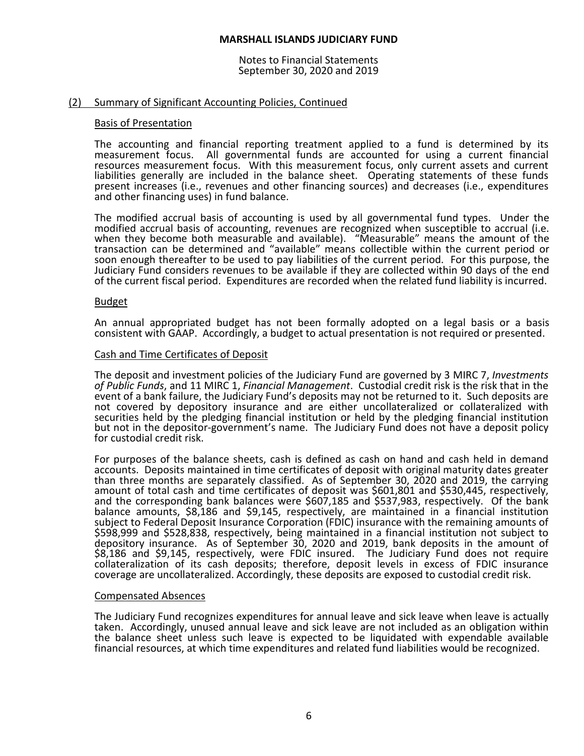## (2) Summary of Significant Accounting Policies, Continued

### Basis of Presentation

The accounting and financial reporting treatment applied to a fund is determined by its measurement focus. All governmental funds are accounted for using a current financial resources measurement focus. With this measurement focus, only current assets and current liabilities generally are included in the balance sheet. Operating statements of these funds present increases (i.e., revenues and other financing sources) and decreases (i.e., expenditures and other financing uses) in fund balance.

The modified accrual basis of accounting is used by all governmental fund types. Under the modified accrual basis of accounting, revenues are recognized when susceptible to accrual (i.e. when they become both measurable and available). "Measurable" means the amount of the transaction can be determined and "available" means collectible within the current period or soon enough thereafter to be used to pay liabilities of the current period. For this purpose, the Judiciary Fund considers revenues to be available if they are collected within 90 days of the end of the current fiscal period. Expenditures are recorded when the related fund liability is incurred.

### Budget

An annual appropriated budget has not been formally adopted on a legal basis or a basis consistent with GAAP. Accordingly, a budget to actual presentation is not required or presented.

### Cash and Time Certificates of Deposit

The deposit and investment policies of the Judiciary Fund are governed by 3 MIRC 7, *Investments of Public Funds*, and 11 MIRC 1, *Financial Management*. Custodial credit risk is the risk that in the event of a bank failure, the Judiciary Fund's deposits may not be returned to it. Such deposits are not covered by depository insurance and are either uncollateralized or collateralized with securities held by the pledging financial institution or held by the pledging financial institution but not in the depositor-government's name. The Judiciary Fund does not have a deposit policy for custodial credit risk.

For purposes of the balance sheets, cash is defined as cash on hand and cash held in demand accounts. Deposits maintained in time certificates of deposit with original maturity dates greater than three months are separately classified. As of September 30, 2020 and 2019, the carrying amount of total cash and time certificates of deposit was $601,801 and $530,445, respectively, and the corresponding bank balances were $607,185 and $537,983, respectively. Of the bank balance amounts, $8,186 and $9,145, respectively, are maintained in a financial institution subject to Federal Deposit Insurance Corporation (FDIC) insurance with the remaining amounts of $598,999 and $528,838, respectively, being maintained in a financial institution not subject to depository insurance. As of September 30, 2020 and 2019, bank deposits in the amount of $8,186 and $9,145, respectively, were FDIC insured. The Judiciary Fund does not require collateralization of its cash deposits; therefore, deposit levels in excess of FDIC insurance coverage are uncollateralized. Accordingly, these deposits are exposed to custodial credit risk.

### Compensated Absences

The Judiciary Fund recognizes expenditures for annual leave and sick leave when leave is actually taken. Accordingly, unused annual leave and sick leave are not included as an obligation within the balance sheet unless such leave is expected to be liquidated with expendable available financial resources, at which time expenditures and related fund liabilities would be recognized.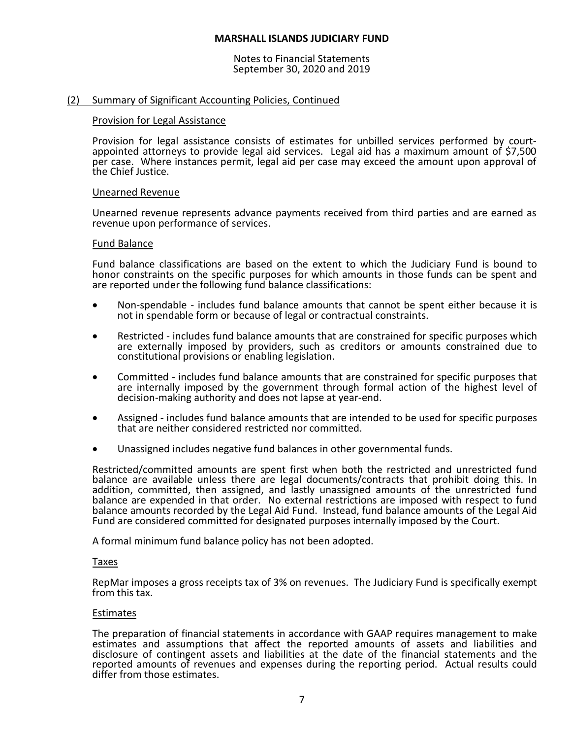## (2) Summary of Significant Accounting Policies, Continued

### Provision for Legal Assistance

Provision for legal assistance consists of estimates for unbilled services performed by court-appointed attorneys to provide legal aid services. Legal aid has a maximum amount of $7,500 per case. Where instances permit, legal aid per case may exceed the amount upon approval of the Chief Justice.

### Unearned Revenue

Unearned revenue represents advance payments received from third parties and are earned as revenue upon performance of services.

### Fund Balance

Fund balance classifications are based on the extent to which the Judiciary Fund is bound to honor constraints on the specific purposes for which amounts in those funds can be spent and are reported under the following fund balance classifications:

- Non-spendable - includes fund balance amounts that cannot be spent either because it is not in spendable form or because of legal or contractual constraints.
- Restricted - includes fund balance amounts that are constrained for specific purposes which are externally imposed by providers, such as creditors or amounts constrained due to constitutional provisions or enabling legislation.
- Committed - includes fund balance amounts that are constrained for specific purposes that are internally imposed by the government through formal action of the highest level of decision-making authority and does not lapse at year-end.
- Assigned - includes fund balance amounts that are intended to be used for specific purposes that are neither considered restricted nor committed.
- Unassigned includes negative fund balances in other governmental funds.

Restricted/committed amounts are spent first when both the restricted and unrestricted fund balance are available unless there are legal documents/contracts that prohibit doing this. In addition, committed, then assigned, and lastly unassigned amounts of the unrestricted fund balance are expended in that order. No external restrictions are imposed with respect to fund balance amounts recorded by the Legal Aid Fund. Instead, fund balance amounts of the Legal Aid Fund are considered committed for designated purposes internally imposed by the Court.

A formal minimum fund balance policy has not been adopted.

### Taxes

RepMar imposes a gross receipts tax of 3% on revenues. The Judiciary Fund is specifically exempt from this tax.

### Estimates

The preparation of financial statements in accordance with GAAP requires management to make estimates and assumptions that affect the reported amounts of assets and liabilities and disclosure of contingent assets and liabilities at the date of the financial statements and the reported amounts of revenues and expenses during the reporting period. Actual results could differ from those estimates.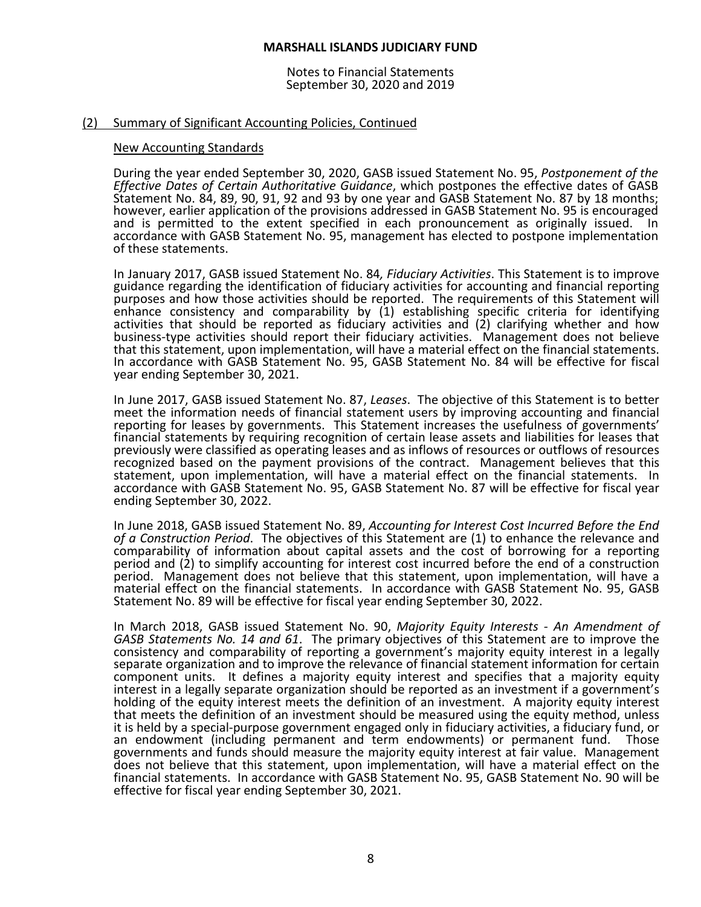# MARSHALL ISLANDS JUDICIARY FUND

Notes to Financial Statements
September 30, 2020 and 2019

## (2) Summary of Significant Accounting Policies, Continued

### New Accounting Standards

During the year ended September 30, 2020, GASB issued Statement No. 95, *Postponement of the Effective Dates of Certain Authoritative Guidance*, which postpones the effective dates of GASB Statement No. 84, 89, 90, 91, 92 and 93 by one year and GASB Statement No. 87 by 18 months; however, earlier application of the provisions addressed in GASB Statement No. 95 is encouraged and is permitted to the extent specified in each pronouncement as originally issued. In accordance with GASB Statement No. 95, management has elected to postpone implementation of these statements.

In January 2017, GASB issued Statement No. 84*, Fiduciary Activities*. This Statement is to improve guidance regarding the identification of fiduciary activities for accounting and financial reporting purposes and how those activities should be reported. The requirements of this Statement will enhance consistency and comparability by (1) establishing specific criteria for identifying activities that should be reported as fiduciary activities and (2) clarifying whether and how business-type activities should report their fiduciary activities. Management does not believe that this statement, upon implementation, will have a material effect on the financial statements. In accordance with GASB Statement No. 95, GASB Statement No. 84 will be effective for fiscal year ending September 30, 2021.

In June 2017, GASB issued Statement No. 87, *Leases*. The objective of this Statement is to better meet the information needs of financial statement users by improving accounting and financial reporting for leases by governments. This Statement increases the usefulness of governments' financial statements by requiring recognition of certain lease assets and liabilities for leases that previously were classified as operating leases and as inflows of resources or outflows of resources recognized based on the payment provisions of the contract. Management believes that this statement, upon implementation, will have a material effect on the financial statements. In accordance with GASB Statement No. 95, GASB Statement No. 87 will be effective for fiscal year ending September 30, 2022.

In June 2018, GASB issued Statement No. 89, *Accounting for Interest Cost Incurred Before the End of a Construction Period*. The objectives of this Statement are (1) to enhance the relevance and comparability of information about capital assets and the cost of borrowing for a reporting period and (2) to simplify accounting for interest cost incurred before the end of a construction period. Management does not believe that this statement, upon implementation, will have a material effect on the financial statements. In accordance with GASB Statement No. 95, GASB Statement No. 89 will be effective for fiscal year ending September 30, 2022.

In March 2018, GASB issued Statement No. 90, *Majority Equity Interests - An Amendment of GASB Statements No. 14 and 61*. The primary objectives of this Statement are to improve the consistency and comparability of reporting a government's majority equity interest in a legally separate organization and to improve the relevance of financial statement information for certain component units. It defines a majority equity interest and specifies that a majority equity interest in a legally separate organization should be reported as an investment if a government's holding of the equity interest meets the definition of an investment. A majority equity interest that meets the definition of an investment should be measured using the equity method, unless it is held by a special-purpose government engaged only in fiduciary activities, a fiduciary fund, or an endowment (including permanent and term endowments) or permanent fund. Those governments and funds should measure the majority equity interest at fair value. Management does not believe that this statement, upon implementation, will have a material effect on the financial statements. In accordance with GASB Statement No. 95, GASB Statement No. 90 will be effective for fiscal year ending September 30, 2021.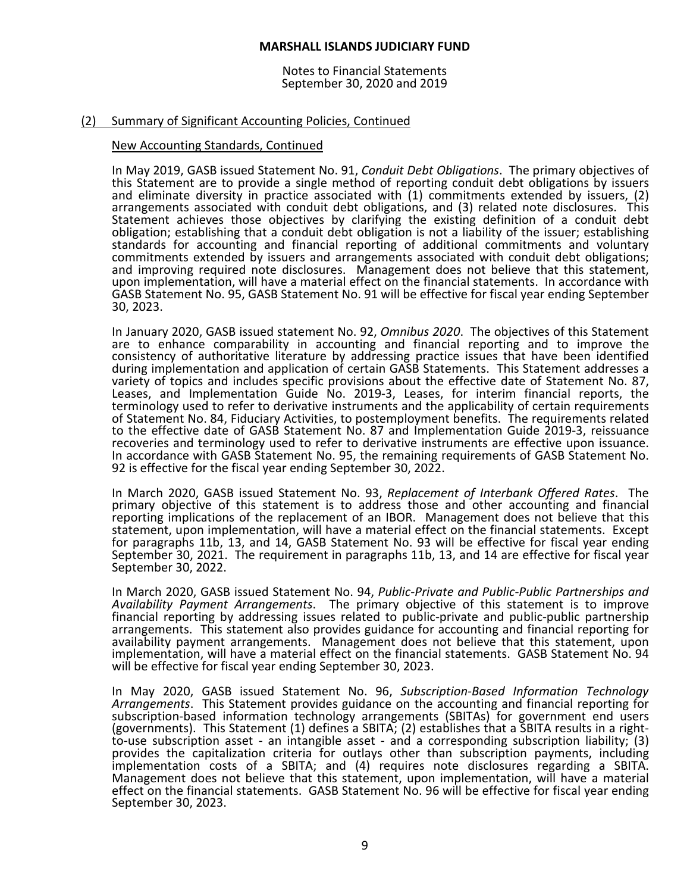(2) Summary of Significant Accounting Policies, Continued

New Accounting Standards, Continued

In May 2019, GASB issued Statement No. 91, *Conduit Debt Obligations*. The primary objectives of this Statement are to provide a single method of reporting conduit debt obligations by issuers and eliminate diversity in practice associated with (1) commitments extended by issuers, (2) arrangements associated with conduit debt obligations, and (3) related note disclosures. This Statement achieves those objectives by clarifying the existing definition of a conduit debt obligation; establishing that a conduit debt obligation is not a liability of the issuer; establishing standards for accounting and financial reporting of additional commitments and voluntary commitments extended by issuers and arrangements associated with conduit debt obligations; and improving required note disclosures. Management does not believe that this statement, upon implementation, will have a material effect on the financial statements. In accordance with GASB Statement No. 95, GASB Statement No. 91 will be effective for fiscal year ending September 30, 2023.

In January 2020, GASB issued statement No. 92, *Omnibus 2020*. The objectives of this Statement are to enhance comparability in accounting and financial reporting and to improve the consistency of authoritative literature by addressing practice issues that have been identified during implementation and application of certain GASB Statements. This Statement addresses a variety of topics and includes specific provisions about the effective date of Statement No. 87, Leases, and Implementation Guide No. 2019-3, Leases, for interim financial reports, the terminology used to refer to derivative instruments and the applicability of certain requirements of Statement No. 84, Fiduciary Activities, to postemployment benefits. The requirements related to the effective date of GASB Statement No. 87 and Implementation Guide 2019-3, reissuance recoveries and terminology used to refer to derivative instruments are effective upon issuance. In accordance with GASB Statement No. 95, the remaining requirements of GASB Statement No. 92 is effective for the fiscal year ending September 30, 2022.

In March 2020, GASB issued Statement No. 93, *Replacement of Interbank Offered Rates*. The primary objective of this statement is to address those and other accounting and financial reporting implications of the replacement of an IBOR. Management does not believe that this statement, upon implementation, will have a material effect on the financial statements. Except for paragraphs 11b, 13, and 14, GASB Statement No. 93 will be effective for fiscal year ending September 30, 2021. The requirement in paragraphs 11b, 13, and 14 are effective for fiscal year September 30, 2022.

In March 2020, GASB issued Statement No. 94, *Public-Private and Public-Public Partnerships and Availability Payment Arrangements*. The primary objective of this statement is to improve financial reporting by addressing issues related to public-private and public-public partnership arrangements. This statement also provides guidance for accounting and financial reporting for availability payment arrangements. Management does not believe that this statement, upon implementation, will have a material effect on the financial statements. GASB Statement No. 94 will be effective for fiscal year ending September 30, 2023.

In May 2020, GASB issued Statement No. 96, *Subscription-Based Information Technology Arrangements*. This Statement provides guidance on the accounting and financial reporting for subscription-based information technology arrangements (SBITAs) for government end users (governments). This Statement (1) defines a SBITA; (2) establishes that a SBITA results in a right-to-use subscription asset - an intangible asset - and a corresponding subscription liability; (3) provides the capitalization criteria for outlays other than subscription payments, including implementation costs of a SBITA; and (4) requires note disclosures regarding a SBITA. Management does not believe that this statement, upon implementation, will have a material effect on the financial statements. GASB Statement No. 96 will be effective for fiscal year ending September 30, 2023.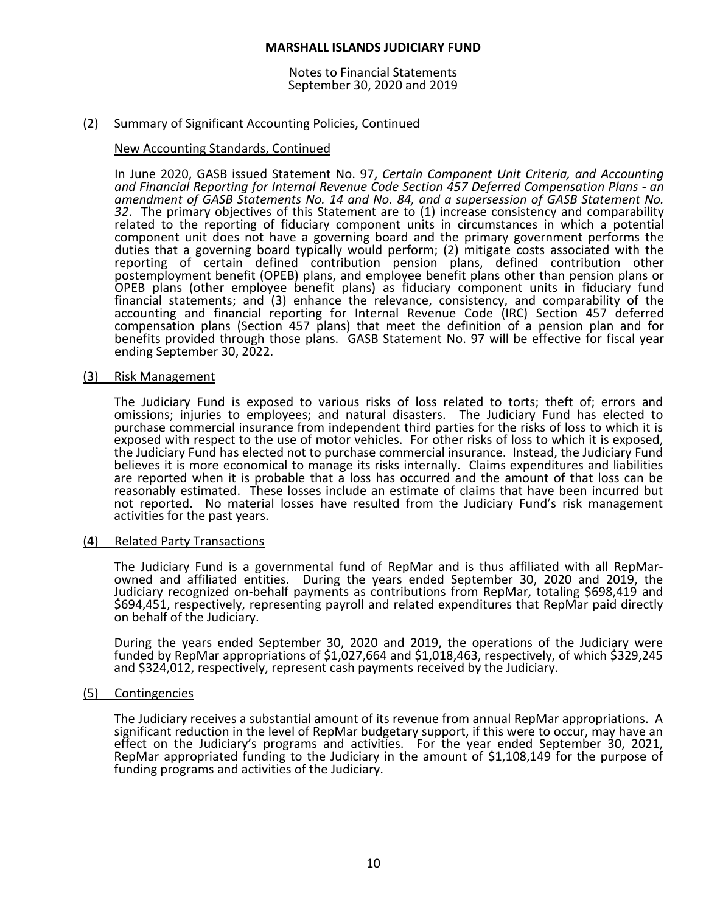**MARSHALL ISLANDS JUDICIARY FUND**

Notes to Financial Statements
September 30, 2020 and 2019

## (2) Summary of Significant Accounting Policies, Continued

### New Accounting Standards, Continued

In June 2020, GASB issued Statement No. 97, *Certain Component Unit Criteria, and Accounting and Financial Reporting for Internal Revenue Code Section 457 Deferred Compensation Plans - an amendment of GASB Statements No. 14 and No. 84, and a supersession of GASB Statement No. 32*. The primary objectives of this Statement are to (1) increase consistency and comparability related to the reporting of fiduciary component units in circumstances in which a potential component unit does not have a governing board and the primary government performs the duties that a governing board typically would perform; (2) mitigate costs associated with the reporting of certain defined contribution pension plans, defined contribution other postemployment benefit (OPEB) plans, and employee benefit plans other than pension plans or OPEB plans (other employee benefit plans) as fiduciary component units in fiduciary fund financial statements; and (3) enhance the relevance, consistency, and comparability of the accounting and financial reporting for Internal Revenue Code (IRC) Section 457 deferred compensation plans (Section 457 plans) that meet the definition of a pension plan and for benefits provided through those plans. GASB Statement No. 97 will be effective for fiscal year ending September 30, 2022.

## (3) Risk Management

The Judiciary Fund is exposed to various risks of loss related to torts; theft of; errors and omissions; injuries to employees; and natural disasters. The Judiciary Fund has elected to purchase commercial insurance from independent third parties for the risks of loss to which it is exposed with respect to the use of motor vehicles. For other risks of loss to which it is exposed, the Judiciary Fund has elected not to purchase commercial insurance. Instead, the Judiciary Fund believes it is more economical to manage its risks internally. Claims expenditures and liabilities are reported when it is probable that a loss has occurred and the amount of that loss can be reasonably estimated. These losses include an estimate of claims that have been incurred but not reported. No material losses have resulted from the Judiciary Fund's risk management activities for the past years.

## (4) Related Party Transactions

The Judiciary Fund is a governmental fund of RepMar and is thus affiliated with all RepMar-owned and affiliated entities. During the years ended September 30, 2020 and 2019, the Judiciary recognized on-behalf payments as contributions from RepMar, totaling $698,419 and $694,451, respectively, representing payroll and related expenditures that RepMar paid directly on behalf of the Judiciary.

During the years ended September 30, 2020 and 2019, the operations of the Judiciary were funded by RepMar appropriations of $1,027,664 and $1,018,463, respectively, of which $329,245 and $324,012, respectively, represent cash payments received by the Judiciary.

## (5) Contingencies

The Judiciary receives a substantial amount of its revenue from annual RepMar appropriations. A significant reduction in the level of RepMar budgetary support, if this were to occur, may have an effect on the Judiciary's programs and activities. For the year ended September 30, 2021, RepMar appropriated funding to the Judiciary in the amount of $1,108,149 for the purpose of funding programs and activities of the Judiciary.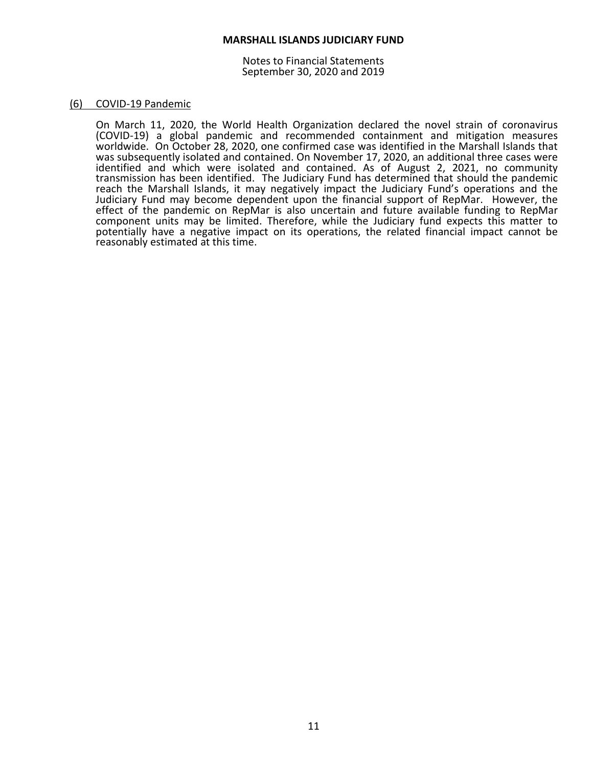## (6) COVID-19 Pandemic

On March 11, 2020, the World Health Organization declared the novel strain of coronavirus (COVID-19) a global pandemic and recommended containment and mitigation measures worldwide. On October 28, 2020, one confirmed case was identified in the Marshall Islands that was subsequently isolated and contained. On November 17, 2020, an additional three cases were identified and which were isolated and contained. As of August 2, 2021, no community transmission has been identified. The Judiciary Fund has determined that should the pandemic reach the Marshall Islands, it may negatively impact the Judiciary Fund's operations and the Judiciary Fund may become dependent upon the financial support of RepMar. However, the effect of the pandemic on RepMar is also uncertain and future available funding to RepMar component units may be limited. Therefore, while the Judiciary fund expects this matter to potentially have a negative impact on its operations, the related financial impact cannot be reasonably estimated at this time.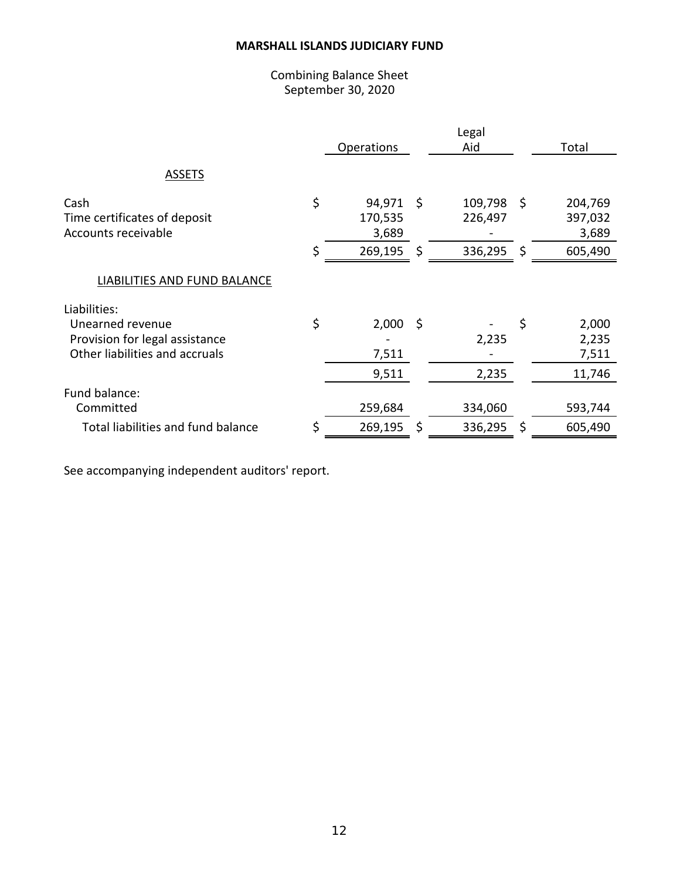**MARSHALL ISLANDS JUDICIARY FUND**

Combining Balance Sheet
September 30, 2020

| | Operations | Legal Aid | Total |
|---|---|---|---|
| ASSETS | | | |
| Cash | $ 94,971 | $ 109,798 | $ 204,769 |
| Time certificates of deposit | 170,535 | 226,497 | 397,032 |
| Accounts receivable | 3,689 | - | 3,689 |
| | $ 269,195 | $ 336,295 | $ 605,490 |
| LIABILITIES AND FUND BALANCE | | | |
| Liabilities: | | | |
| Unearned revenue | $ 2,000 | $ - | $ 2,000 |
| Provision for legal assistance | - | 2,235 | 2,235 |
| Other liabilities and accruals | 7,511 | - | 7,511 |
| | 9,511 | 2,235 | 11,746 |
| Fund balance: | | | |
| Committed | 259,684 | 334,060 | 593,744 |
| Total liabilities and fund balance | $ 269,195 | $ 336,295 | $ 605,490 |

See accompanying independent auditors' report.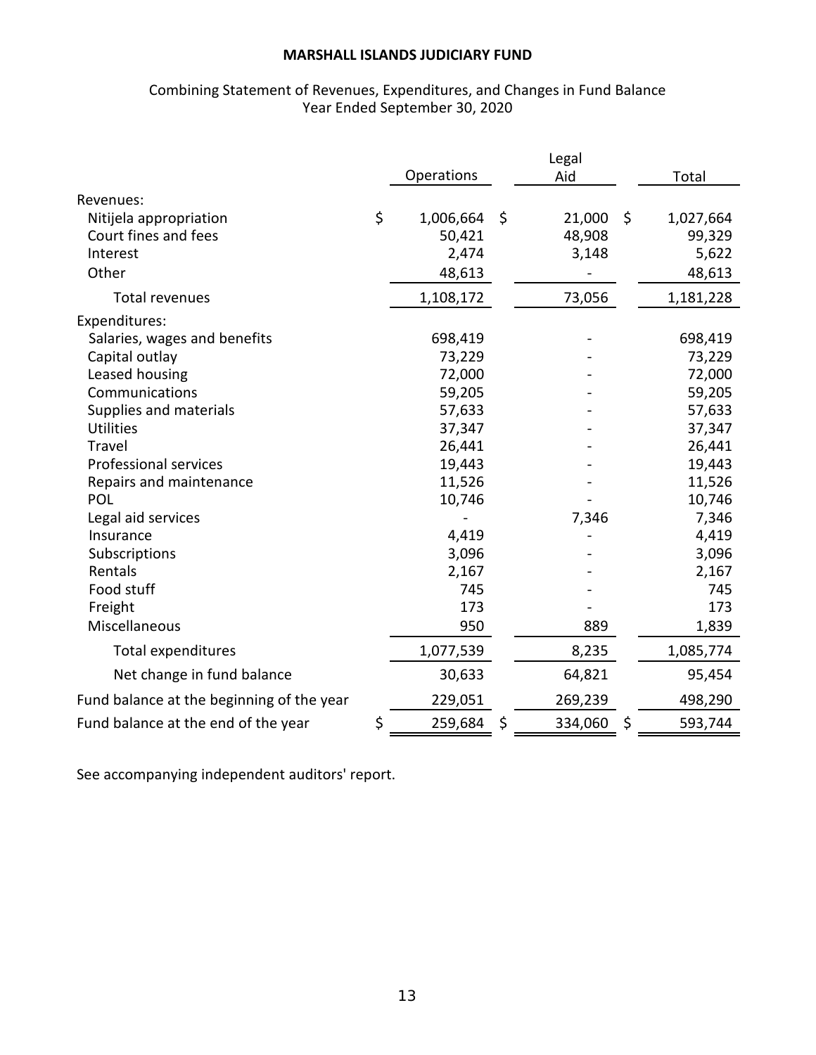# MARSHALL ISLANDS JUDICIARY FUND

Combining Statement of Revenues, Expenditures, and Changes in Fund Balance
Year Ended September 30, 2020

| | Operations | Legal Aid | Total |
|---|---|---|---|
| Revenues: | | | |
| Nitijela appropriation | $ 1,006,664 | $ 21,000 | $ 1,027,664 |
| Court fines and fees | 50,421 | 48,908 | 99,329 |
| Interest | 2,474 | 3,148 | 5,622 |
| Other | 48,613 | - | 48,613 |
| Total revenues | 1,108,172 | 73,056 | 1,181,228 |
| Expenditures: | | | |
| Salaries, wages and benefits | 698,419 | - | 698,419 |
| Capital outlay | 73,229 | - | 73,229 |
| Leased housing | 72,000 | - | 72,000 |
| Communications | 59,205 | - | 59,205 |
| Supplies and materials | 57,633 | - | 57,633 |
| Utilities | 37,347 | - | 37,347 |
| Travel | 26,441 | - | 26,441 |
| Professional services | 19,443 | - | 19,443 |
| Repairs and maintenance | 11,526 | - | 11,526 |
| POL | 10,746 | - | 10,746 |
| Legal aid services | - | 7,346 | 7,346 |
| Insurance | 4,419 | - | 4,419 |
| Subscriptions | 3,096 | - | 3,096 |
| Rentals | 2,167 | - | 2,167 |
| Food stuff | 745 | - | 745 |
| Freight | 173 | - | 173 |
| Miscellaneous | 950 | 889 | 1,839 |
| Total expenditures | 1,077,539 | 8,235 | 1,085,774 |
| Net change in fund balance | 30,633 | 64,821 | 95,454 |
| Fund balance at the beginning of the year | 229,051 | 269,239 | 498,290 |
| Fund balance at the end of the year | $ 259,684 | $ 334,060 | $ 593,744 |

See accompanying independent auditors' report.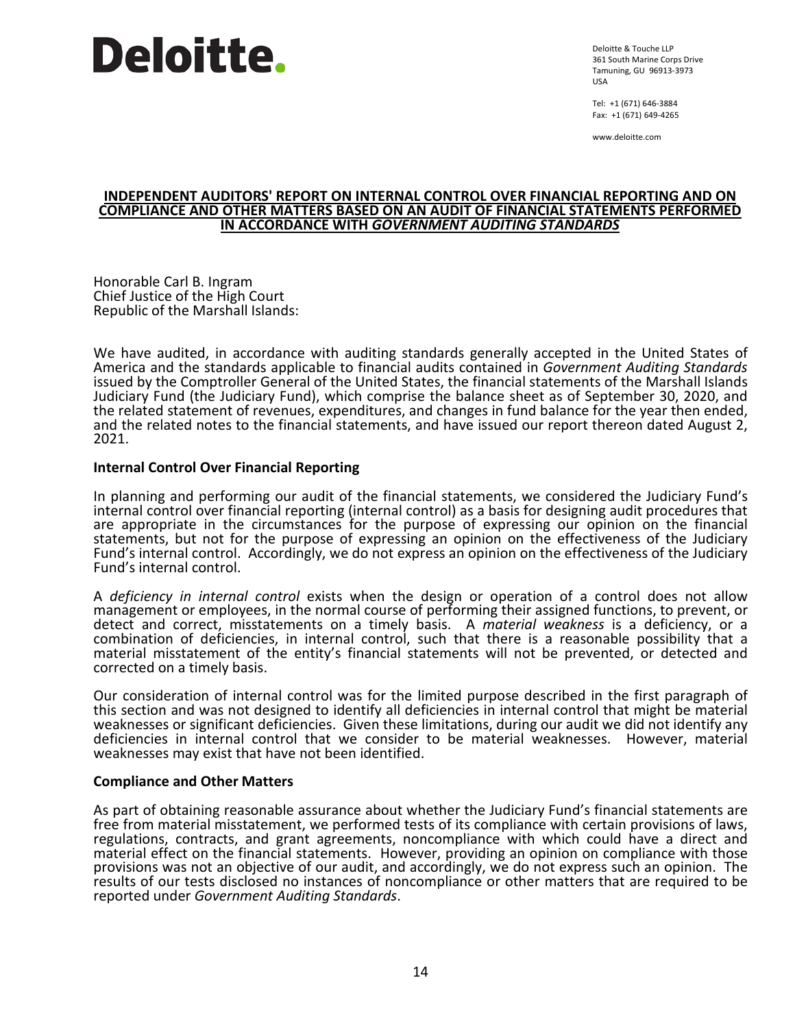Deloitte.

Deloitte & Touche LLP
361 South Marine Corps Drive
Tamuning, GU 96913-3973
USA

Tel: +1 (671) 646-3884
Fax: +1 (671) 649-4265

www.deloitte.com

**INDEPENDENT AUDITORS' REPORT ON INTERNAL CONTROL OVER FINANCIAL REPORTING AND ON COMPLIANCE AND OTHER MATTERS BASED ON AN AUDIT OF FINANCIAL STATEMENTS PERFORMED IN ACCORDANCE WITH *GOVERNMENT AUDITING STANDARDS***

Honorable Carl B. Ingram
Chief Justice of the High Court
Republic of the Marshall Islands:

We have audited, in accordance with auditing standards generally accepted in the United States of America and the standards applicable to financial audits contained in *Government Auditing Standards* issued by the Comptroller General of the United States, the financial statements of the Marshall Islands Judiciary Fund (the Judiciary Fund), which comprise the balance sheet as of September 30, 2020, and the related statement of revenues, expenditures, and changes in fund balance for the year then ended, and the related notes to the financial statements, and have issued our report thereon dated August 2, 2021.

**Internal Control Over Financial Reporting**

In planning and performing our audit of the financial statements, we considered the Judiciary Fund's internal control over financial reporting (internal control) as a basis for designing audit procedures that are appropriate in the circumstances for the purpose of expressing our opinion on the financial statements, but not for the purpose of expressing an opinion on the effectiveness of the Judiciary Fund's internal control. Accordingly, we do not express an opinion on the effectiveness of the Judiciary Fund's internal control.

A *deficiency in internal control* exists when the design or operation of a control does not allow management or employees, in the normal course of performing their assigned functions, to prevent, or detect and correct, misstatements on a timely basis. A *material weakness* is a deficiency, or a combination of deficiencies, in internal control, such that there is a reasonable possibility that a material misstatement of the entity's financial statements will not be prevented, or detected and corrected on a timely basis.

Our consideration of internal control was for the limited purpose described in the first paragraph of this section and was not designed to identify all deficiencies in internal control that might be material weaknesses or significant deficiencies. Given these limitations, during our audit we did not identify any deficiencies in internal control that we consider to be material weaknesses. However, material weaknesses may exist that have not been identified.

**Compliance and Other Matters**

As part of obtaining reasonable assurance about whether the Judiciary Fund's financial statements are free from material misstatement, we performed tests of its compliance with certain provisions of laws, regulations, contracts, and grant agreements, noncompliance with which could have a direct and material effect on the financial statements. However, providing an opinion on compliance with those provisions was not an objective of our audit, and accordingly, we do not express such an opinion. The results of our tests disclosed no instances of noncompliance or other matters that are required to be reported under *Government Auditing Standards*.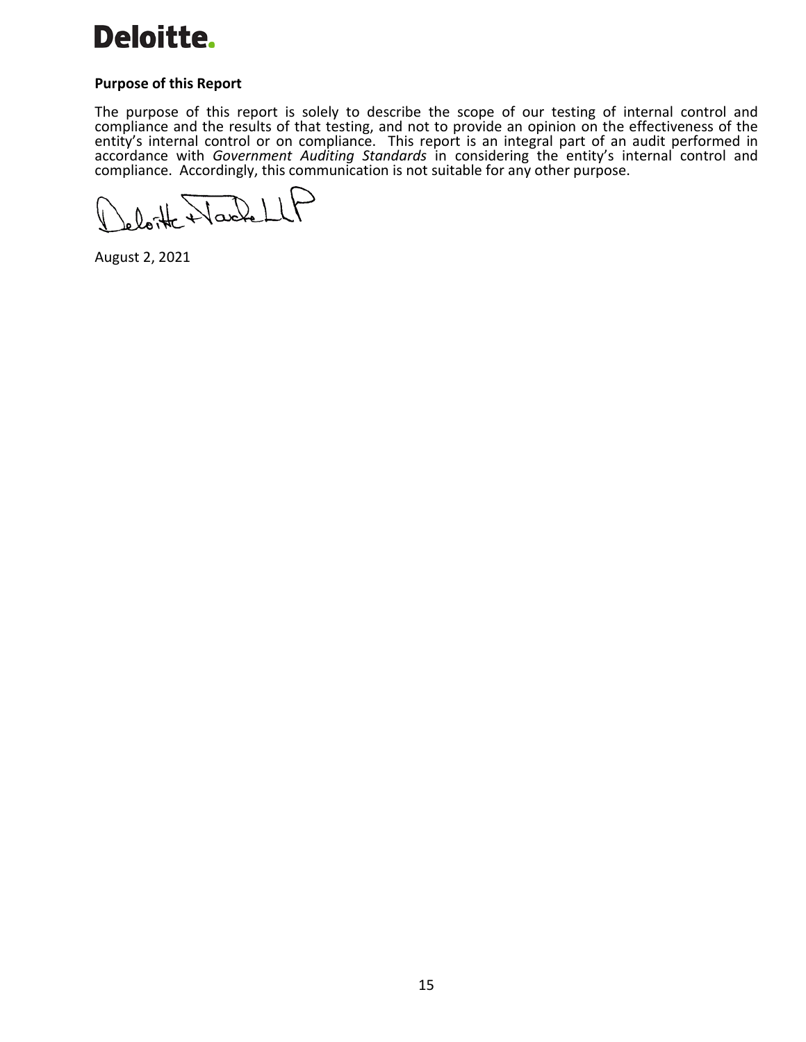Deloitte.

**Purpose of this Report**

The purpose of this report is solely to describe the scope of our testing of internal control and compliance and the results of that testing, and not to provide an opinion on the effectiveness of the entity's internal control or on compliance. This report is an integral part of an audit performed in accordance with *Government Auditing Standards* in considering the entity's internal control and compliance. Accordingly, this communication is not suitable for any other purpose.

Deloitte & Touche LLP

August 2, 2021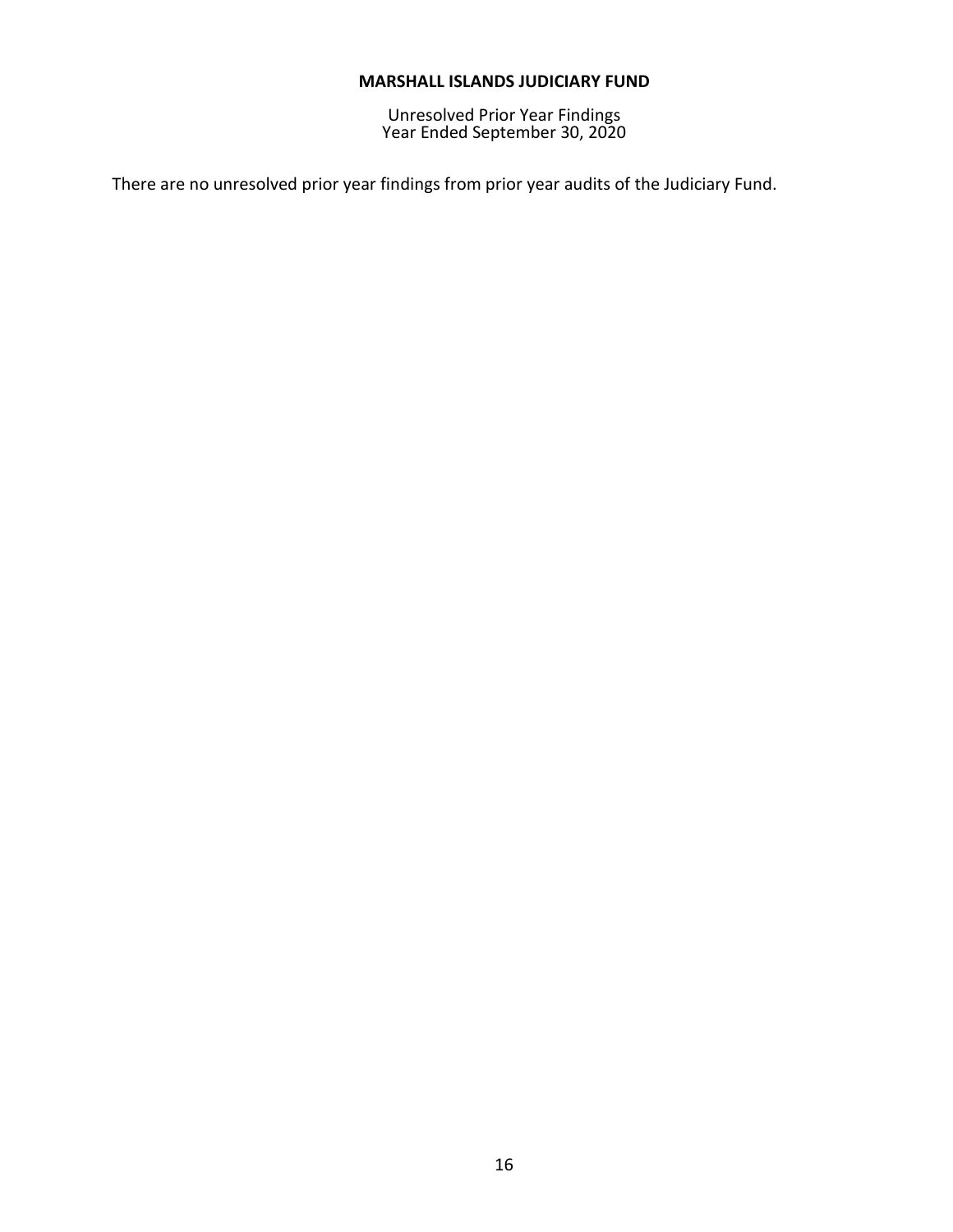**MARSHALL ISLANDS JUDICIARY FUND**

Unresolved Prior Year Findings
Year Ended September 30, 2020

There are no unresolved prior year findings from prior year audits of the Judiciary Fund.